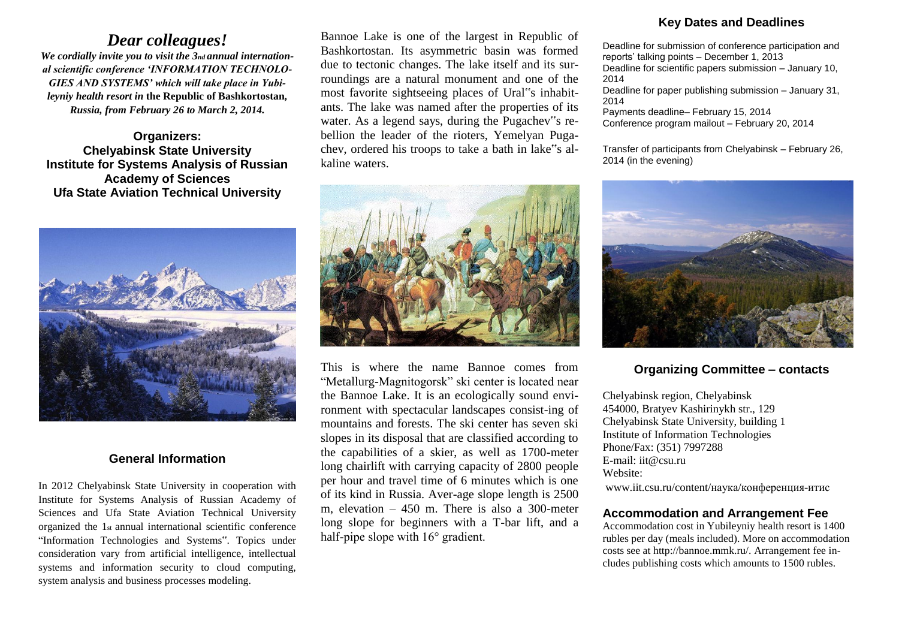# *Dear colleagues!*

***We cordially invite you to visit the 3nd annual international scientific conference 'INFORMATION TECHNOLOGIES AND SYSTEMS' which will take place in Yubileyniy health resort in* the Republic of Bashkortostan, *Russia, from February 26 to March 2, 2014.***

**Organizers:**
**Chelyabinsk State University**
**Institute for Systems Analysis of Russian Academy of Sciences**
**Ufa State Aviation Technical University**

## General Information

In 2012 Chelyabinsk State University in cooperation with Institute for Systems Analysis of Russian Academy of Sciences and Ufa State Aviation Technical University organized the 1st annual international scientific conference "Information Technologies and Systems". Topics under consideration vary from artificial intelligence, intellectual systems and information security to cloud computing, system analysis and business processes modeling.

Bannoe Lake is one of the largest in Republic of Bashkortostan. Its asymmetric basin was formed due to tectonic changes. The lake itself and its surroundings are a natural monument and one of the most favorite sightseeing places of Ural"s inhabitants. The lake was named after the properties of its water. As a legend says, during the Pugachev"s rebellion the leader of the rioters, Yemelyan Pugachev, ordered his troops to take a bath in lake"s alkaline waters.

This is where the name Bannoe comes from "Metallurg-Magnitogorsk" ski center is located near the Bannoe Lake. It is an ecologically sound environment with spectacular landscapes consist-ing of mountains and forests. The ski center has seven ski slopes in its disposal that are classified according to the capabilities of a skier, as well as 1700-meter long chairlift with carrying capacity of 2800 people per hour and travel time of 6 minutes which is one of its kind in Russia. Aver-age slope length is 2500 m, elevation – 450 m. There is also a 300-meter long slope for beginners with a T-bar lift, and a half-pipe slope with 16° gradient.

## Key Dates and Deadlines

Deadline for submission of conference participation and reports' talking points – December 1, 2013
Deadline for scientific papers submission – January 10, 2014
Deadline for paper publishing submission – January 31, 2014
Payments deadline– February 15, 2014
Conference program mailout – February 20, 2014

Transfer of participants from Chelyabinsk – February 26, 2014 (in the evening)

## Organizing Committee – contacts

Chelyabinsk region, Chelyabinsk
454000, Bratyev Kashirinykh str., 129
Chelyabinsk State University, building 1
Institute of Information Technologies
Phone/Fax: (351) 7997288
E-mail: iit@csu.ru
Website:
www.iit.csu.ru/content/наука/конференция-итис

## Accommodation and Arrangement Fee

Accommodation cost in Yubileyniy health resort is 1400 rubles per day (meals included). More on accommodation costs see at http://bannoe.mmk.ru/. Arrangement fee includes publishing costs which amounts to 1500 rubles.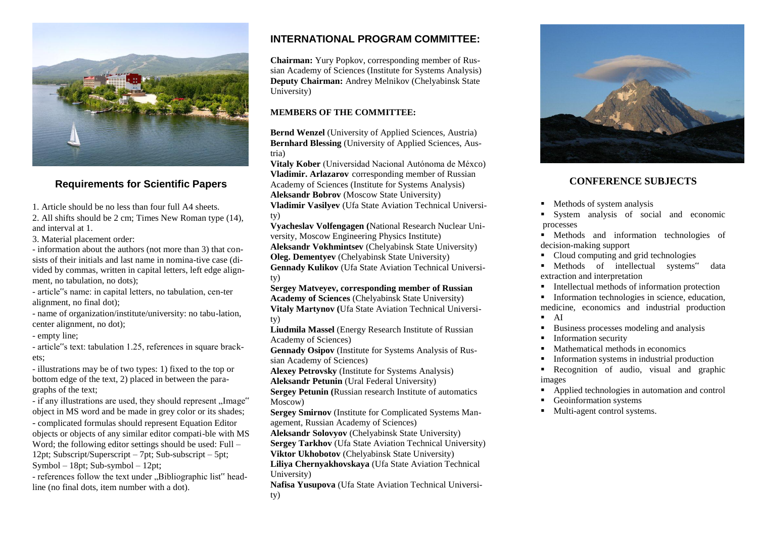## Requirements for Scientific Papers

1. Article should be no less than four full A4 sheets.
2. All shifts should be 2 cm; Times New Roman type (14), and interval at 1.
3. Material placement order:

- information about the authors (not more than 3) that consists of their initials and last name in nomina-tive case (divided by commas, written in capital letters, left edge alignment, no tabulation, no dots);
- article"s name: in capital letters, no tabulation, cen-ter alignment, no final dot);
- name of organization/institute/university: no tabu-lation, center alignment, no dot);
- empty line;
- article"s text: tabulation 1.25, references in square brackets;
- illustrations may be of two types: 1) fixed to the top or bottom edge of the text, 2) placed in between the paragraphs of the text;
- if any illustrations are used, they should represent „Image" object in MS word and be made in grey color or its shades;
- complicated formulas should represent Equation Editor objects or objects of any similar editor compati-ble with MS Word; the following editor settings should be used: Full – 12pt; Subscript/Superscript – 7pt; Sub-subscript – 5pt; Symbol – 18pt; Sub-symbol – 12pt;
- references follow the text under „Bibliographic list" headline (no final dots, item number with a dot).

## INTERNATIONAL PROGRAM COMMITTEE:

**Chairman:** Yury Popkov, corresponding member of Russian Academy of Sciences (Institute for Systems Analysis)
**Deputy Chairman:** Andrey Melnikov (Chelyabinsk State University)

### MEMBERS OF THE COMMITTEE:

**Bernd Wenzel** (University of Applied Sciences, Austria)
**Bernhard Blessing** (University of Applied Sciences, Austria)
**Vitaly Kober** (Universidad Nacional Autónoma de Méxco)
**Vladimir. Arlazarov** corresponding member of Russian Academy of Sciences (Institute for Systems Analysis)
**Aleksandr Bobrov** (Moscow State University)
**Vladimir Vasilyev** (Ufa State Aviation Technical University)
**Vyacheslav Volfengagen (**National Research Nuclear University, Moscow Engineering Physics Institute)
**Aleksandr Vokhmintsev** (Chelyabinsk State University)
**Oleg. Dementyev** (Chelyabinsk State University)
**Gennady Kulikov** (Ufa State Aviation Technical University)
**Sergey Matveyev, corresponding member of Russian Academy of Sciences** (Chelyabinsk State University)
**Vitaly Martynov (**Ufa State Aviation Technical University)
**Liudmila Massel** (Energy Research Institute of Russian Academy of Sciences)
**Gennady Osipov** (Institute for Systems Analysis of Russian Academy of Sciences)
**Alexey Petrovsky** (Institute for Systems Analysis)
**Aleksandr Petunin** (Ural Federal University)
**Sergey Petunin (**Russian research Institute of automatics Moscow)
**Sergey Smirnov** (Institute for Complicated Systems Management, Russian Academy of Sciences)
**Aleksandr Solovyov** (Chelyabinsk State University)
**Sergey Tarkhov** (Ufa State Aviation Technical University)
**Viktor Ukhobotov** (Chelyabinsk State University)
**Liliya Chernyakhovskaya** (Ufa State Aviation Technical University)
**Nafisa Yusupova** (Ufa State Aviation Technical University)

## CONFERENCE SUBJECTS

- Methods of system analysis
- System analysis of social and economic processes
- Methods and information technologies of decision-making support
- Cloud computing and grid technologies
- Methods of intellectual systems" data extraction and interpretation
- Intellectual methods of information protection
- Information technologies in science, education, medicine, economics and industrial production
- AI
- Business processes modeling and analysis
- Information security
- Mathematical methods in economics
- Information systems in industrial production
- Recognition of audio, visual and graphic images
- Applied technologies in automation and control
- Geoinformation systems
- Multi-agent control systems.